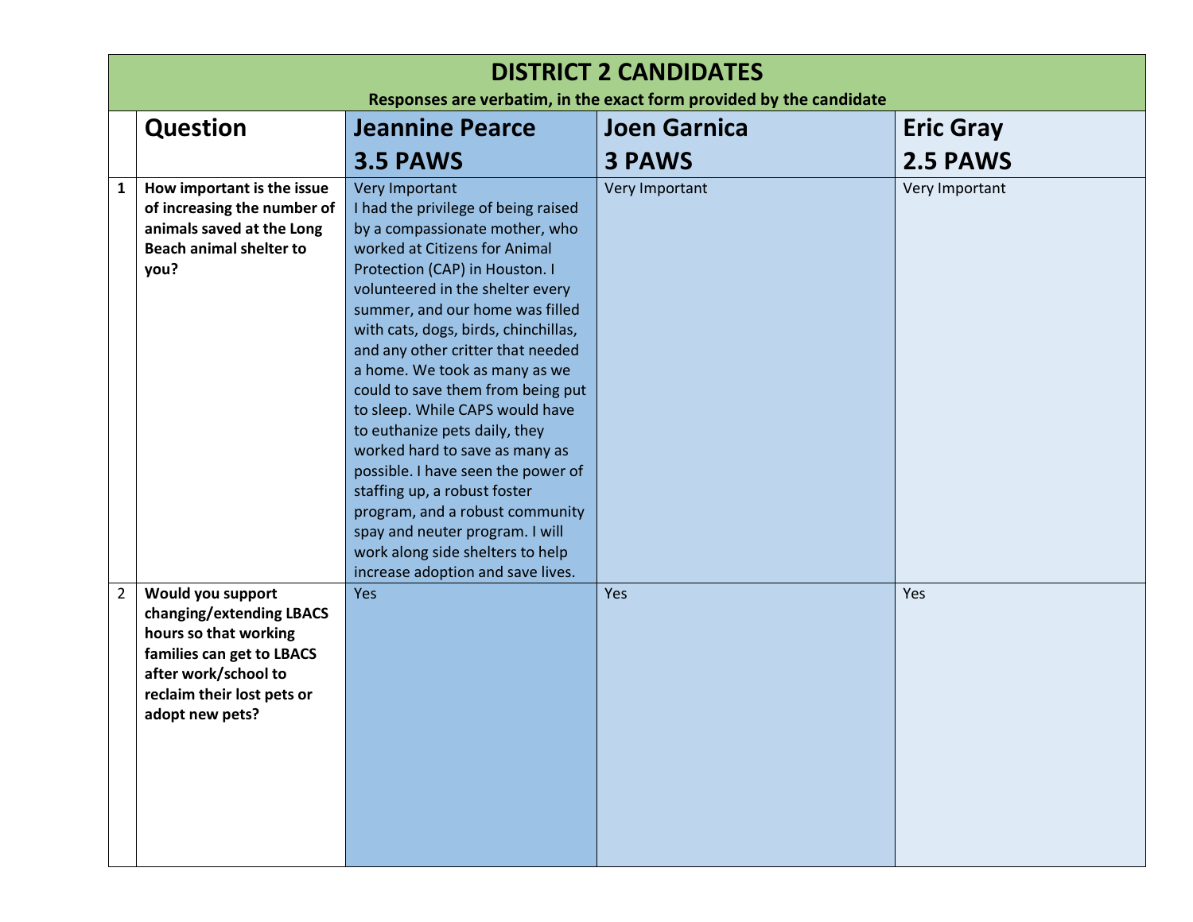# DISTRICT 2 CANDIDATES

**Responses are verbatim, in the exact form provided by the candidate**

| | Question | Jeannine Pearce<br>3.5 PAWS | Joen Garnica<br>3 PAWS | Eric Gray<br>2.5 PAWS |
|---|---|---|---|---|
| 1 | **How important is the issue of increasing the number of animals saved at the Long Beach animal shelter to you?** | Very Important<br>I had the privilege of being raised by a compassionate mother, who worked at Citizens for Animal Protection (CAP) in Houston. I volunteered in the shelter every summer, and our home was filled with cats, dogs, birds, chinchillas, and any other critter that needed a home. We took as many as we could to save them from being put to sleep. While CAPS would have to euthanize pets daily, they worked hard to save as many as possible. I have seen the power of staffing up, a robust foster program, and a robust community spay and neuter program. I will work along side shelters to help increase adoption and save lives. | Very Important | Very Important |
| 2 | **Would you support changing/extending LBACS hours so that working families can get to LBACS after work/school to reclaim their lost pets or adopt new pets?** | Yes | Yes | Yes |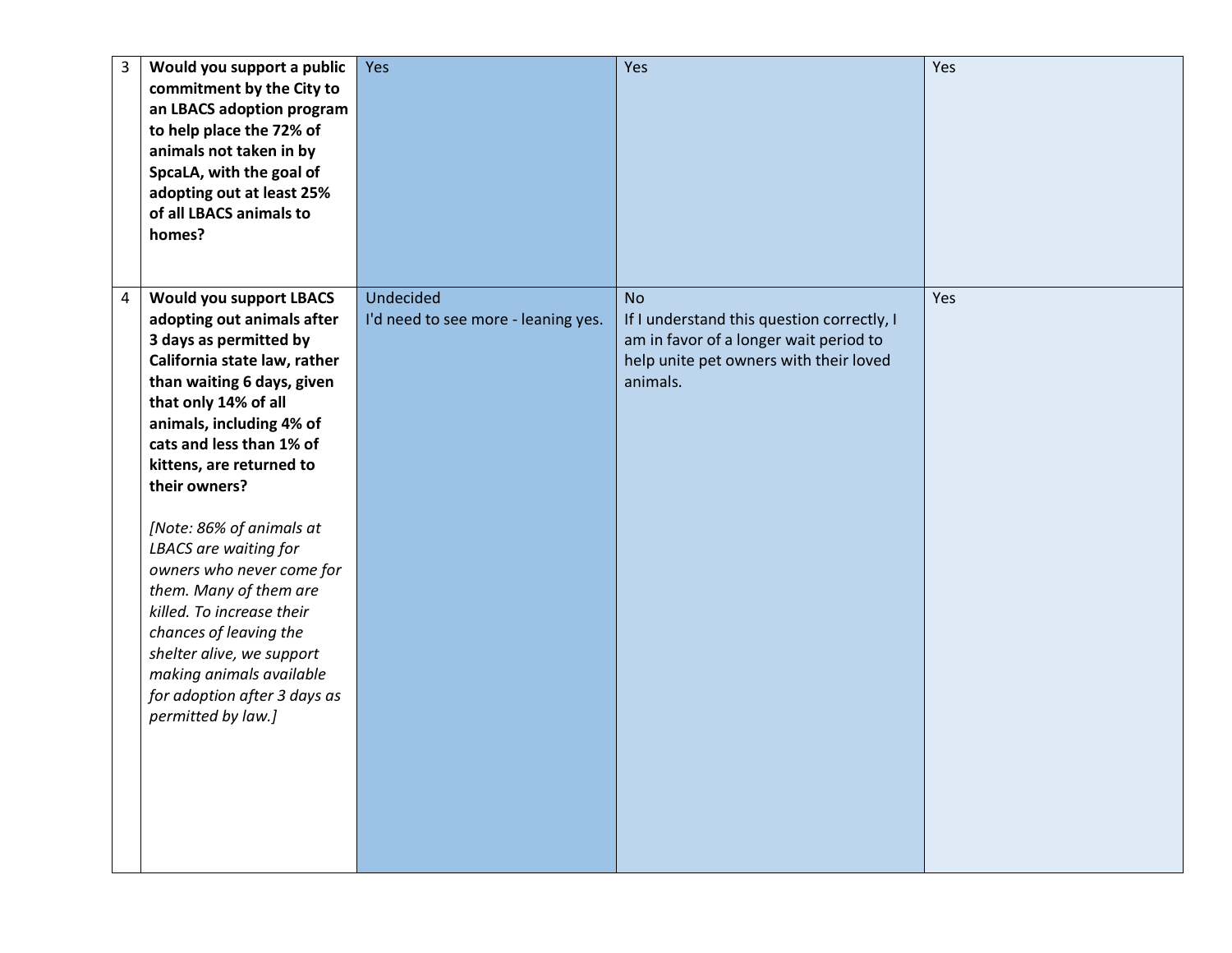| | | | | |
|---|---|---|---|---|
| 3 | **Would you support a public commitment by the City to an LBACS adoption program to help place the 72% of animals not taken in by SpcaLA, with the goal of adopting out at least 25% of all LBACS animals to homes?** | Yes | Yes | Yes |
| 4 | **Would you support LBACS adopting out animals after 3 days as permitted by California state law, rather than waiting 6 days, given that only 14% of all animals, including 4% of cats and less than 1% of kittens, are returned to their owners?**<br><br>*[Note: 86% of animals at LBACS are waiting for owners who never come for them. Many of them are killed. To increase their chances of leaving the shelter alive, we support making animals available for adoption after 3 days as permitted by law.]* | Undecided<br>I'd need to see more - leaning yes. | No<br>If I understand this question correctly, I am in favor of a longer wait period to help unite pet owners with their loved animals. | Yes |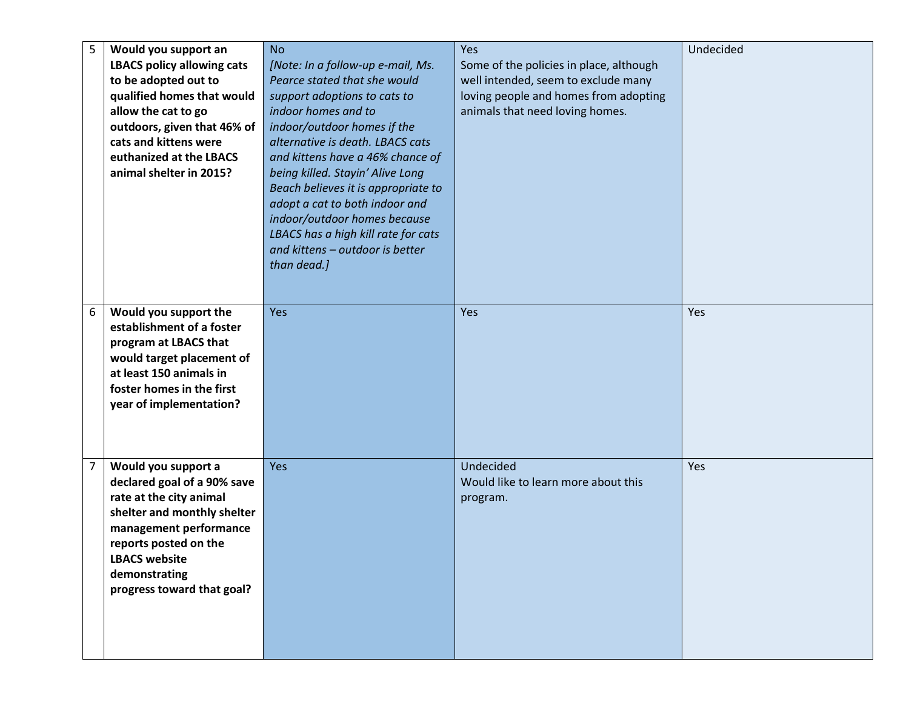| 5 | **Would you support an LBACS policy allowing cats to be adopted out to qualified homes that would allow the cat to go outdoors, given that 46% of cats and kittens were euthanized at the LBACS animal shelter in 2015?** | No<br>*[Note: In a follow-up e-mail, Ms. Pearce stated that she would support adoptions to cats to indoor homes and to indoor/outdoor homes if the alternative is death. LBACS cats and kittens have a 46% chance of being killed. Stayin' Alive Long Beach believes it is appropriate to adopt a cat to both indoor and indoor/outdoor homes because LBACS has a high kill rate for cats and kittens – outdoor is better than dead.]* | Yes<br>Some of the policies in place, although well intended, seem to exclude many loving people and homes from adopting animals that need loving homes. | Undecided |
|---|---|---|---|---|
| 6 | **Would you support the establishment of a foster program at LBACS that would target placement of at least 150 animals in foster homes in the first year of implementation?** | Yes | Yes | Yes |
| 7 | **Would you support a declared goal of a 90% save rate at the city animal shelter and monthly shelter management performance reports posted on the LBACS website demonstrating progress toward that goal?** | Yes | Undecided<br>Would like to learn more about this program. | Yes |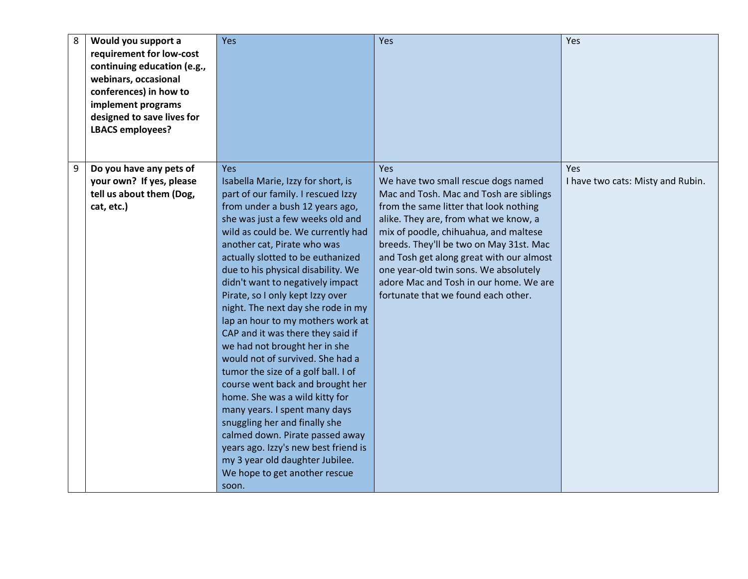| 8 | **Would you support a requirement for low-cost continuing education (e.g., webinars, occasional conferences) in how to implement programs designed to save lives for LBACS employees?** | Yes | Yes | Yes |
|---|---|---|---|---|
| 9 | **Do you have any pets of your own? If yes, please tell us about them (Dog, cat, etc.)** | Yes<br>Isabella Marie, Izzy for short, is part of our family. I rescued Izzy from under a bush 12 years ago, she was just a few weeks old and wild as could be. We currently had another cat, Pirate who was actually slotted to be euthanized due to his physical disability. We didn't want to negatively impact Pirate, so I only kept Izzy over night. The next day she rode in my lap an hour to my mothers work at CAP and it was there they said if we had not brought her in she would not of survived. She had a tumor the size of a golf ball. I of course went back and brought her home. She was a wild kitty for many years. I spent many days snuggling her and finally she calmed down. Pirate passed away years ago. Izzy's new best friend is my 3 year old daughter Jubilee. We hope to get another rescue soon. | Yes<br>We have two small rescue dogs named Mac and Tosh. Mac and Tosh are siblings from the same litter that look nothing alike. They are, from what we know, a mix of poodle, chihuahua, and maltese breeds. They'll be two on May 31st. Mac and Tosh get along great with our almost one year-old twin sons. We absolutely adore Mac and Tosh in our home. We are fortunate that we found each other. | Yes<br>I have two cats: Misty and Rubin. |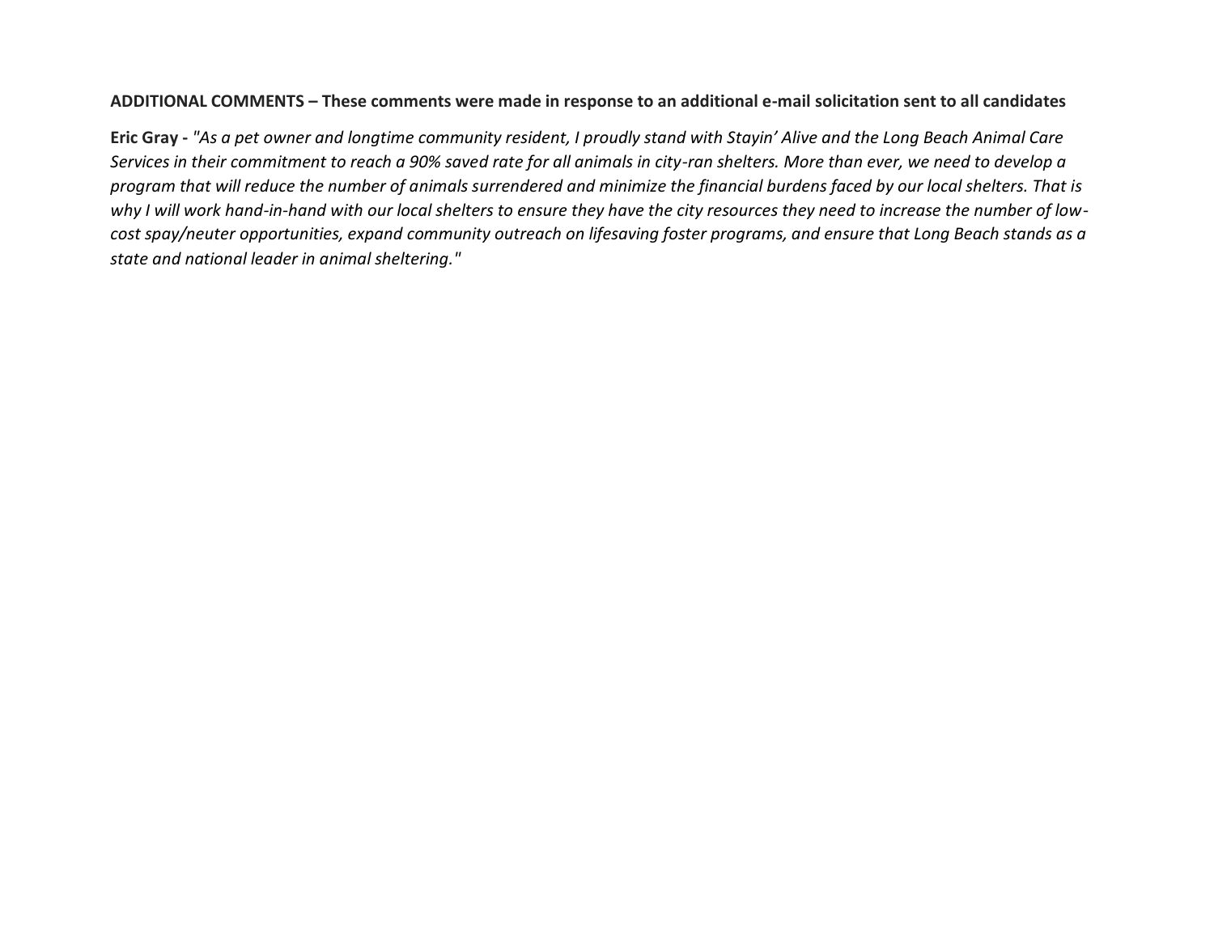**ADDITIONAL COMMENTS – These comments were made in response to an additional e-mail solicitation sent to all candidates**

**Eric Gray -** *"As a pet owner and longtime community resident, I proudly stand with Stayin' Alive and the Long Beach Animal Care Services in their commitment to reach a 90% saved rate for all animals in city-ran shelters. More than ever, we need to develop a program that will reduce the number of animals surrendered and minimize the financial burdens faced by our local shelters. That is why I will work hand-in-hand with our local shelters to ensure they have the city resources they need to increase the number of low-cost spay/neuter opportunities, expand community outreach on lifesaving foster programs, and ensure that Long Beach stands as a state and national leader in animal sheltering."*